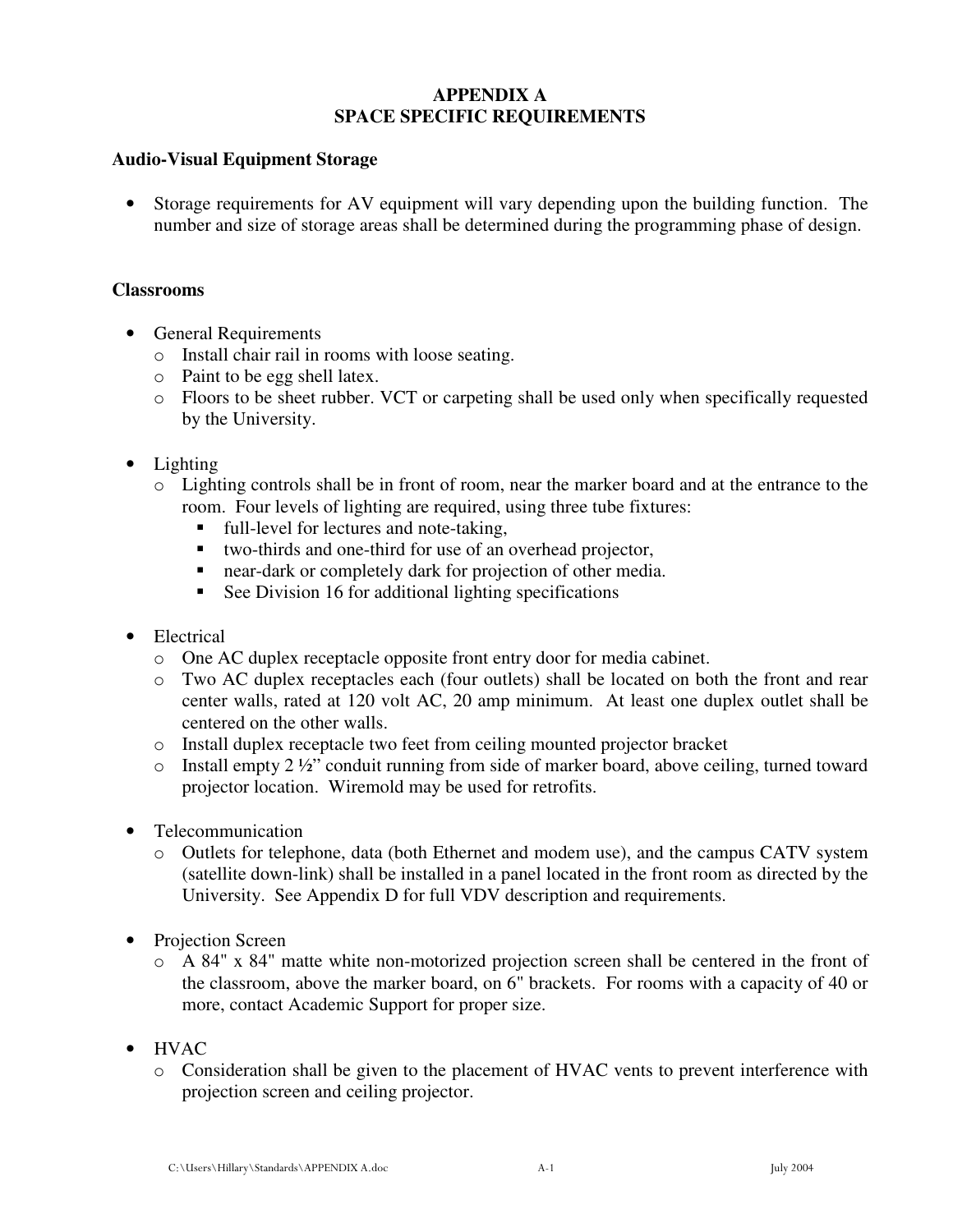# APPENDIX A
# SPACE SPECIFIC REQUIREMENTS

## Audio-Visual Equipment Storage

- Storage requirements for AV equipment will vary depending upon the building function. The number and size of storage areas shall be determined during the programming phase of design.

## Classrooms

- General Requirements
  - Install chair rail in rooms with loose seating.
  - Paint to be egg shell latex.
  - Floors to be sheet rubber. VCT or carpeting shall be used only when specifically requested by the University.

- Lighting
  - Lighting controls shall be in front of room, near the marker board and at the entrance to the room. Four levels of lighting are required, using three tube fixtures:
    - full-level for lectures and note-taking,
    - two-thirds and one-third for use of an overhead projector,
    - near-dark or completely dark for projection of other media.
    - See Division 16 for additional lighting specifications

- Electrical
  - One AC duplex receptacle opposite front entry door for media cabinet.
  - Two AC duplex receptacles each (four outlets) shall be located on both the front and rear center walls, rated at 120 volt AC, 20 amp minimum. At least one duplex outlet shall be centered on the other walls.
  - Install duplex receptacle two feet from ceiling mounted projector bracket
  - Install empty 2 ½" conduit running from side of marker board, above ceiling, turned toward projector location. Wiremold may be used for retrofits.

- Telecommunication
  - Outlets for telephone, data (both Ethernet and modem use), and the campus CATV system (satellite down-link) shall be installed in a panel located in the front room as directed by the University. See Appendix D for full VDV description and requirements.

- Projection Screen
  - A 84" x 84" matte white non-motorized projection screen shall be centered in the front of the classroom, above the marker board, on 6" brackets. For rooms with a capacity of 40 or more, contact Academic Support for proper size.

- HVAC
  - Consideration shall be given to the placement of HVAC vents to prevent interference with projection screen and ceiling projector.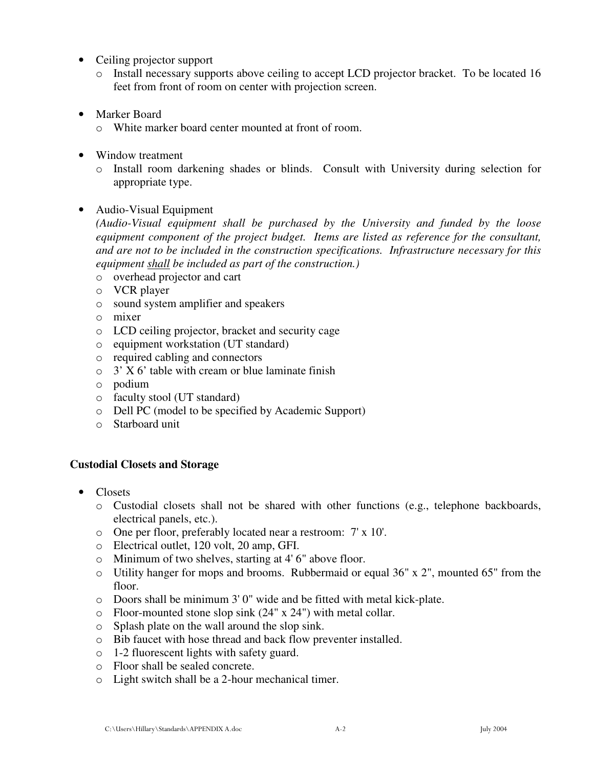- Ceiling projector support
  - Install necessary supports above ceiling to accept LCD projector bracket. To be located 16 feet from front of room on center with projection screen.

- Marker Board
  - White marker board center mounted at front of room.

- Window treatment
  - Install room darkening shades or blinds. Consult with University during selection for appropriate type.

- Audio-Visual Equipment

  *(Audio-Visual equipment shall be purchased by the University and funded by the loose equipment component of the project budget. Items are listed as reference for the consultant, and are not to be included in the construction specifications. Infrastructure necessary for this equipment <u>shall</u> be included as part of the construction.)*
  - overhead projector and cart
  - VCR player
  - sound system amplifier and speakers
  - mixer
  - LCD ceiling projector, bracket and security cage
  - equipment workstation (UT standard)
  - required cabling and connectors
  - 3' X 6' table with cream or blue laminate finish
  - podium
  - faculty stool (UT standard)
  - Dell PC (model to be specified by Academic Support)
  - Starboard unit

**Custodial Closets and Storage**

- Closets
  - Custodial closets shall not be shared with other functions (e.g., telephone backboards, electrical panels, etc.).
  - One per floor, preferably located near a restroom: 7' x 10'.
  - Electrical outlet, 120 volt, 20 amp, GFI.
  - Minimum of two shelves, starting at 4' 6" above floor.
  - Utility hanger for mops and brooms. Rubbermaid or equal 36" x 2", mounted 65" from the floor.
  - Doors shall be minimum 3' 0" wide and be fitted with metal kick-plate.
  - Floor-mounted stone slop sink (24" x 24") with metal collar.
  - Splash plate on the wall around the slop sink.
  - Bib faucet with hose thread and back flow preventer installed.
  - 1-2 fluorescent lights with safety guard.
  - Floor shall be sealed concrete.
  - Light switch shall be a 2-hour mechanical timer.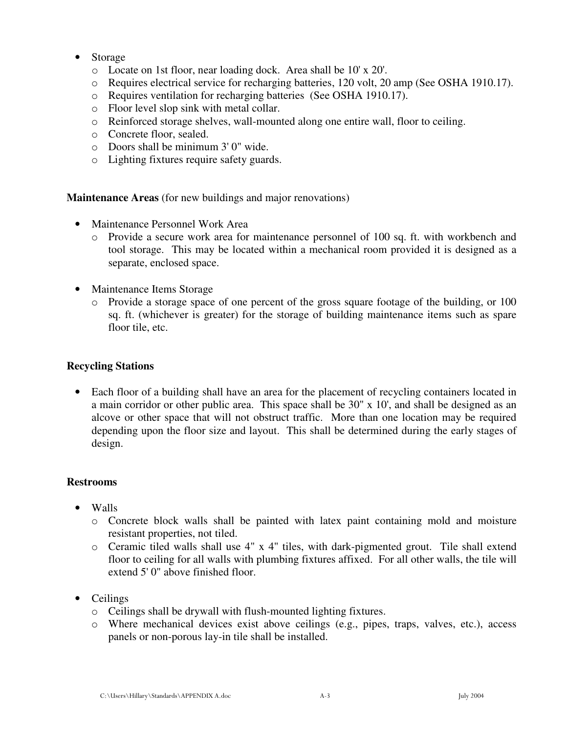- Storage
  - Locate on 1st floor, near loading dock. Area shall be 10' x 20'.
  - Requires electrical service for recharging batteries, 120 volt, 20 amp (See OSHA 1910.17).
  - Requires ventilation for recharging batteries (See OSHA 1910.17).
  - Floor level slop sink with metal collar.
  - Reinforced storage shelves, wall-mounted along one entire wall, floor to ceiling.
  - Concrete floor, sealed.
  - Doors shall be minimum 3' 0" wide.
  - Lighting fixtures require safety guards.

**Maintenance Areas** (for new buildings and major renovations)

- Maintenance Personnel Work Area
  - Provide a secure work area for maintenance personnel of 100 sq. ft. with workbench and tool storage. This may be located within a mechanical room provided it is designed as a separate, enclosed space.

- Maintenance Items Storage
  - Provide a storage space of one percent of the gross square footage of the building, or 100 sq. ft. (whichever is greater) for the storage of building maintenance items such as spare floor tile, etc.

### Recycling Stations

- Each floor of a building shall have an area for the placement of recycling containers located in a main corridor or other public area. This space shall be 30" x 10', and shall be designed as an alcove or other space that will not obstruct traffic. More than one location may be required depending upon the floor size and layout. This shall be determined during the early stages of design.

### Restrooms

- Walls
  - Concrete block walls shall be painted with latex paint containing mold and moisture resistant properties, not tiled.
  - Ceramic tiled walls shall use 4" x 4" tiles, with dark-pigmented grout. Tile shall extend floor to ceiling for all walls with plumbing fixtures affixed. For all other walls, the tile will extend 5' 0" above finished floor.

- Ceilings
  - Ceilings shall be drywall with flush-mounted lighting fixtures.
  - Where mechanical devices exist above ceilings (e.g., pipes, traps, valves, etc.), access panels or non-porous lay-in tile shall be installed.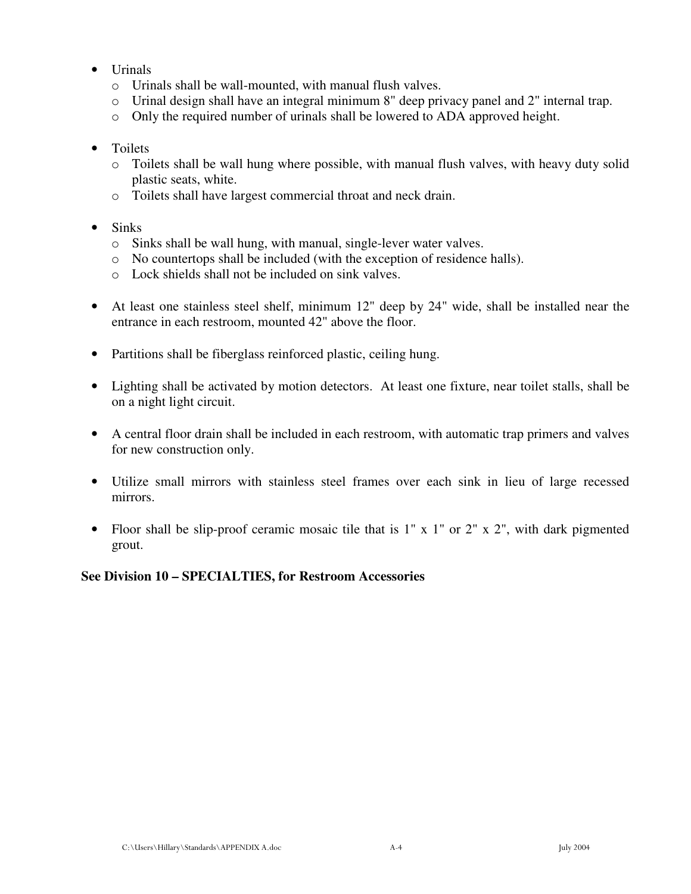- Urinals
  - Urinals shall be wall-mounted, with manual flush valves.
  - Urinal design shall have an integral minimum 8" deep privacy panel and 2" internal trap.
  - Only the required number of urinals shall be lowered to ADA approved height.

- Toilets
  - Toilets shall be wall hung where possible, with manual flush valves, with heavy duty solid plastic seats, white.
  - Toilets shall have largest commercial throat and neck drain.

- Sinks
  - Sinks shall be wall hung, with manual, single-lever water valves.
  - No countertops shall be included (with the exception of residence halls).
  - Lock shields shall not be included on sink valves.

- At least one stainless steel shelf, minimum 12" deep by 24" wide, shall be installed near the entrance in each restroom, mounted 42" above the floor.

- Partitions shall be fiberglass reinforced plastic, ceiling hung.

- Lighting shall be activated by motion detectors. At least one fixture, near toilet stalls, shall be on a night light circuit.

- A central floor drain shall be included in each restroom, with automatic trap primers and valves for new construction only.

- Utilize small mirrors with stainless steel frames over each sink in lieu of large recessed mirrors.

- Floor shall be slip-proof ceramic mosaic tile that is 1" x 1" or 2" x 2", with dark pigmented grout.

**See Division 10 – SPECIALTIES, for Restroom Accessories**